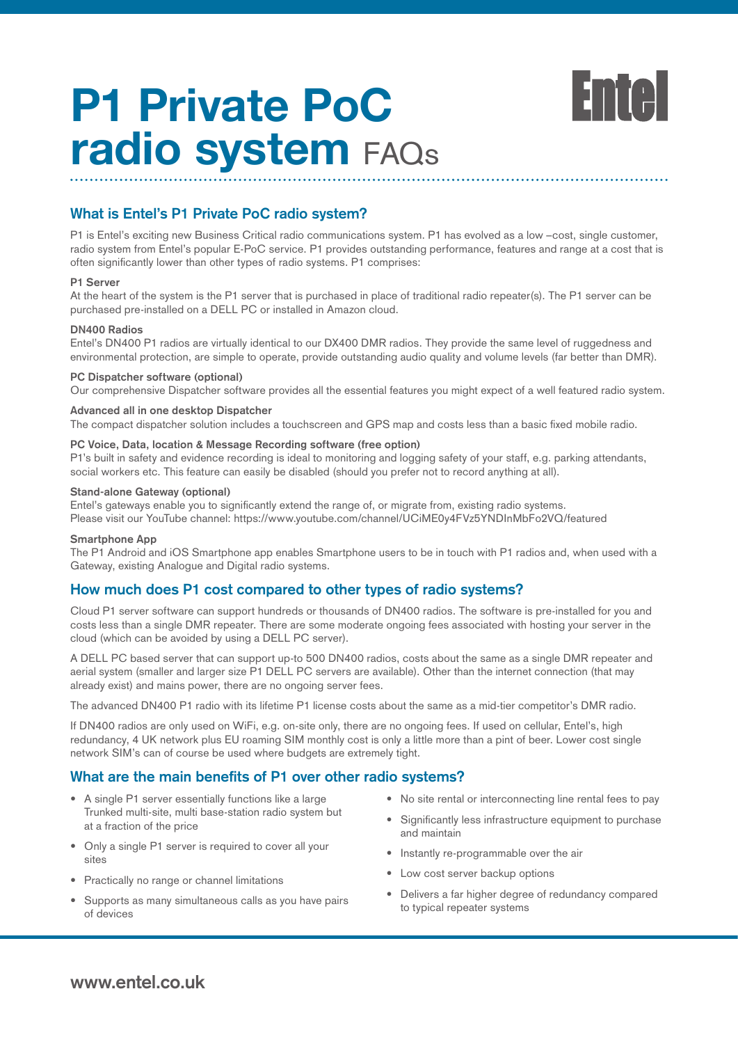# P1 Private PoC radio system FAQs

Entel

## What is Entel's P1 Private PoC radio system?

P1 is Entel's exciting new Business Critical radio communications system. P1 has evolved as a low –cost, single customer, radio system from Entel's popular E-PoC service. P1 provides outstanding performance, features and range at a cost that is often significantly lower than other types of radio systems. P1 comprises:

**P1 Server**
At the heart of the system is the P1 server that is purchased in place of traditional radio repeater(s). The P1 server can be purchased pre-installed on a DELL PC or installed in Amazon cloud.

**DN400 Radios**
Entel's DN400 P1 radios are virtually identical to our DX400 DMR radios. They provide the same level of ruggedness and environmental protection, are simple to operate, provide outstanding audio quality and volume levels (far better than DMR).

**PC Dispatcher software (optional)**
Our comprehensive Dispatcher software provides all the essential features you might expect of a well featured radio system.

**Advanced all in one desktop Dispatcher**
The compact dispatcher solution includes a touchscreen and GPS map and costs less than a basic fixed mobile radio.

**PC Voice, Data, location & Message Recording software (free option)**
P1's built in safety and evidence recording is ideal to monitoring and logging safety of your staff, e.g. parking attendants, social workers etc. This feature can easily be disabled (should you prefer not to record anything at all).

**Stand-alone Gateway (optional)**
Entel's gateways enable you to significantly extend the range of, or migrate from, existing radio systems.
Please visit our YouTube channel: https://www.youtube.com/channel/UCiME0y4FVz5YNDInMbFo2VQ/featured

**Smartphone App**
The P1 Android and iOS Smartphone app enables Smartphone users to be in touch with P1 radios and, when used with a Gateway, existing Analogue and Digital radio systems.

## How much does P1 cost compared to other types of radio systems?

Cloud P1 server software can support hundreds or thousands of DN400 radios. The software is pre-installed for you and costs less than a single DMR repeater. There are some moderate ongoing fees associated with hosting your server in the cloud (which can be avoided by using a DELL PC server).

A DELL PC based server that can support up-to 500 DN400 radios, costs about the same as a single DMR repeater and aerial system (smaller and larger size P1 DELL PC servers are available). Other than the internet connection (that may already exist) and mains power, there are no ongoing server fees.

The advanced DN400 P1 radio with its lifetime P1 license costs about the same as a mid-tier competitor's DMR radio.

If DN400 radios are only used on WiFi, e.g. on-site only, there are no ongoing fees. If used on cellular, Entel's, high redundancy, 4 UK network plus EU roaming SIM monthly cost is only a little more than a pint of beer. Lower cost single network SIM's can of course be used where budgets are extremely tight.

## What are the main benefits of P1 over other radio systems?

- A single P1 server essentially functions like a large Trunked multi-site, multi base-station radio system but at a fraction of the price
- Only a single P1 server is required to cover all your sites
- Practically no range or channel limitations
- Supports as many simultaneous calls as you have pairs of devices
- No site rental or interconnecting line rental fees to pay
- Significantly less infrastructure equipment to purchase and maintain
- Instantly re-programmable over the air
- Low cost server backup options
- Delivers a far higher degree of redundancy compared to typical repeater systems

www.entel.co.uk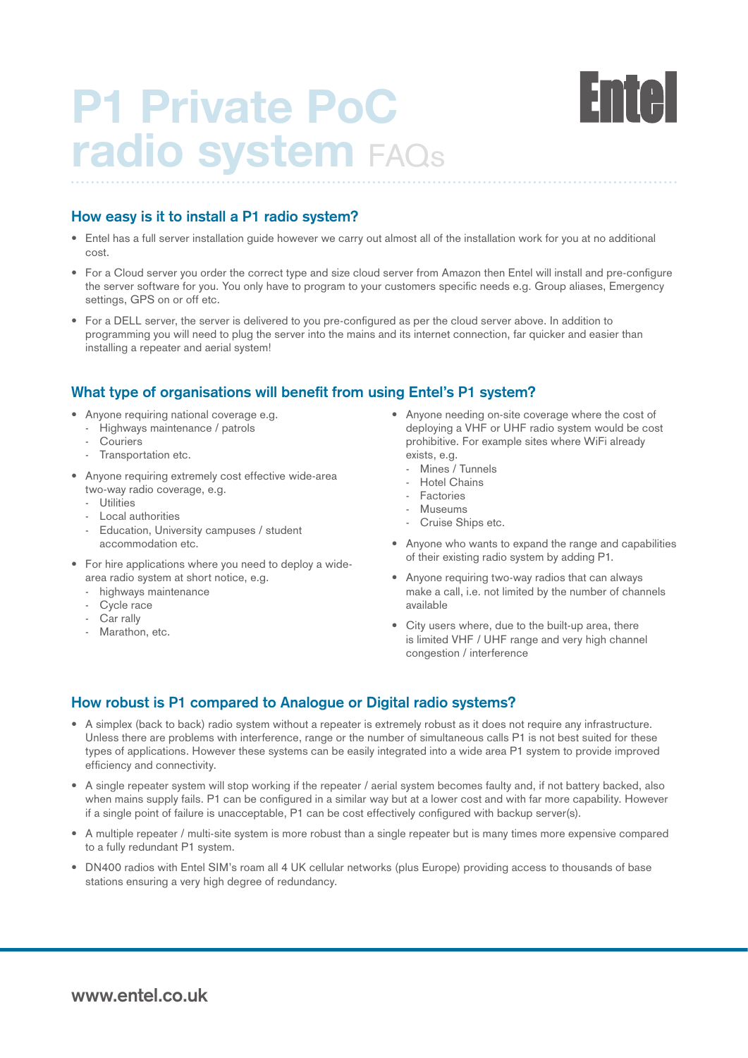# P1 Private PoC radio system FAQs

## How easy is it to install a P1 radio system?

- Entel has a full server installation guide however we carry out almost all of the installation work for you at no additional cost.
- For a Cloud server you order the correct type and size cloud server from Amazon then Entel will install and pre-configure the server software for you. You only have to program to your customers specific needs e.g. Group aliases, Emergency settings, GPS on or off etc.
- For a DELL server, the server is delivered to you pre-configured as per the cloud server above. In addition to programming you will need to plug the server into the mains and its internet connection, far quicker and easier than installing a repeater and aerial system!

## What type of organisations will benefit from using Entel's P1 system?

- Anyone requiring national coverage e.g.
  - Highways maintenance / patrols
  - Couriers
  - Transportation etc.
- Anyone requiring extremely cost effective wide-area two-way radio coverage, e.g.
  - Utilities
  - Local authorities
  - Education, University campuses / student accommodation etc.
- For hire applications where you need to deploy a wide-area radio system at short notice, e.g.
  - highways maintenance
  - Cycle race
  - Car rally
  - Marathon, etc.
- Anyone needing on-site coverage where the cost of deploying a VHF or UHF radio system would be cost prohibitive. For example sites where WiFi already exists, e.g.
  - Mines / Tunnels
  - Hotel Chains
  - Factories
  - Museums
  - Cruise Ships etc.
- Anyone who wants to expand the range and capabilities of their existing radio system by adding P1.
- Anyone requiring two-way radios that can always make a call, i.e. not limited by the number of channels available
- City users where, due to the built-up area, there is limited VHF / UHF range and very high channel congestion / interference

## How robust is P1 compared to Analogue or Digital radio systems?

- A simplex (back to back) radio system without a repeater is extremely robust as it does not require any infrastructure. Unless there are problems with interference, range or the number of simultaneous calls P1 is not best suited for these types of applications. However these systems can be easily integrated into a wide area P1 system to provide improved efficiency and connectivity.
- A single repeater system will stop working if the repeater / aerial system becomes faulty and, if not battery backed, also when mains supply fails. P1 can be configured in a similar way but at a lower cost and with far more capability. However if a single point of failure is unacceptable, P1 can be cost effectively configured with backup server(s).
- A multiple repeater / multi-site system is more robust than a single repeater but is many times more expensive compared to a fully redundant P1 system.
- DN400 radios with Entel SIM's roam all 4 UK cellular networks (plus Europe) providing access to thousands of base stations ensuring a very high degree of redundancy.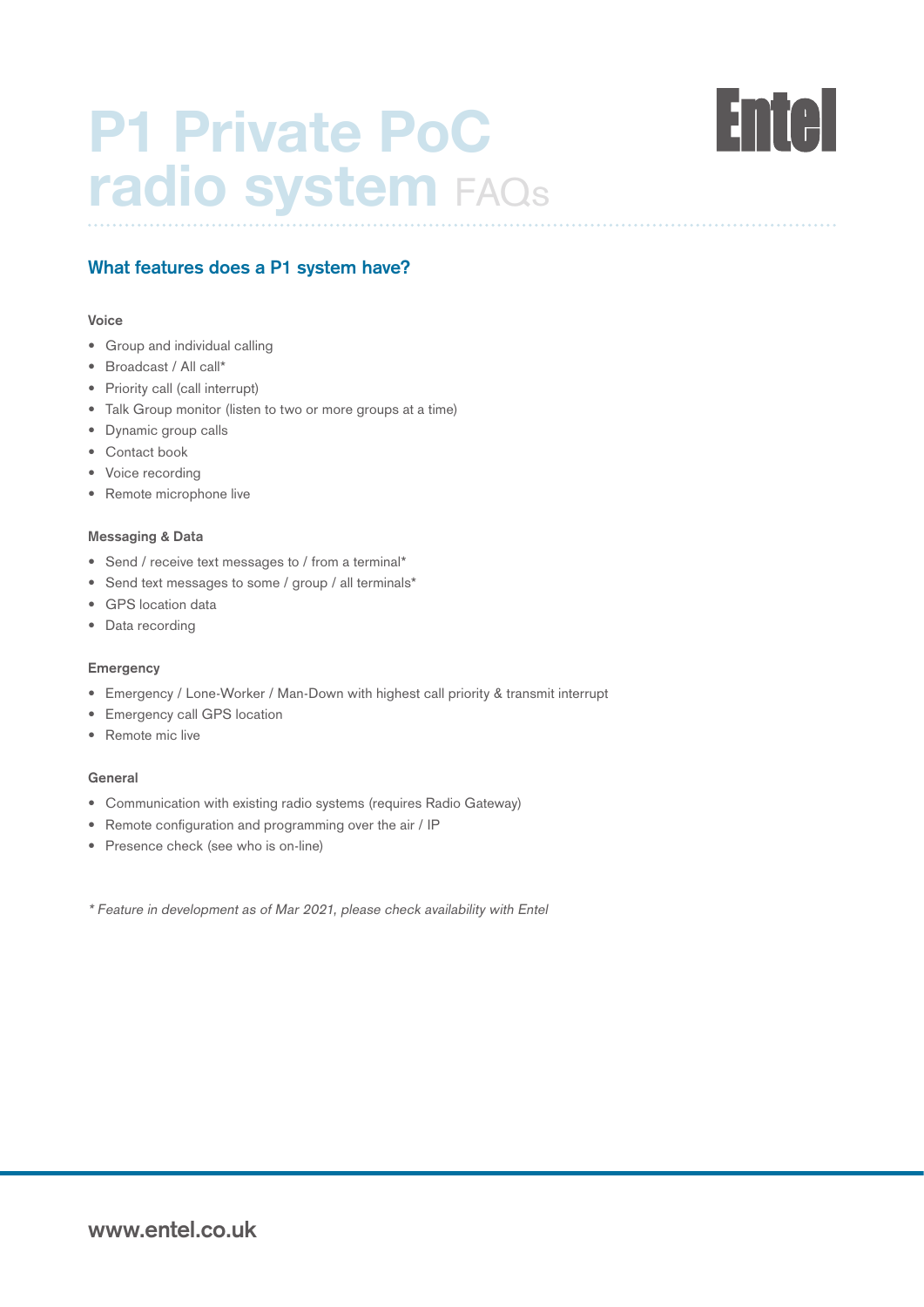# P1 Private PoC radio system FAQs

Entel

## What features does a P1 system have?

### Voice

- Group and individual calling
- Broadcast / All call*
- Priority call (call interrupt)
- Talk Group monitor (listen to two or more groups at a time)
- Dynamic group calls
- Contact book
- Voice recording
- Remote microphone live

### Messaging & Data

- Send / receive text messages to / from a terminal*
- Send text messages to some / group / all terminals*
- GPS location data
- Data recording

### Emergency

- Emergency / Lone-Worker / Man-Down with highest call priority & transmit interrupt
- Emergency call GPS location
- Remote mic live

### General

- Communication with existing radio systems (requires Radio Gateway)
- Remote configuration and programming over the air / IP
- Presence check (see who is on-line)

*\* Feature in development as of Mar 2021, please check availability with Entel*

www.entel.co.uk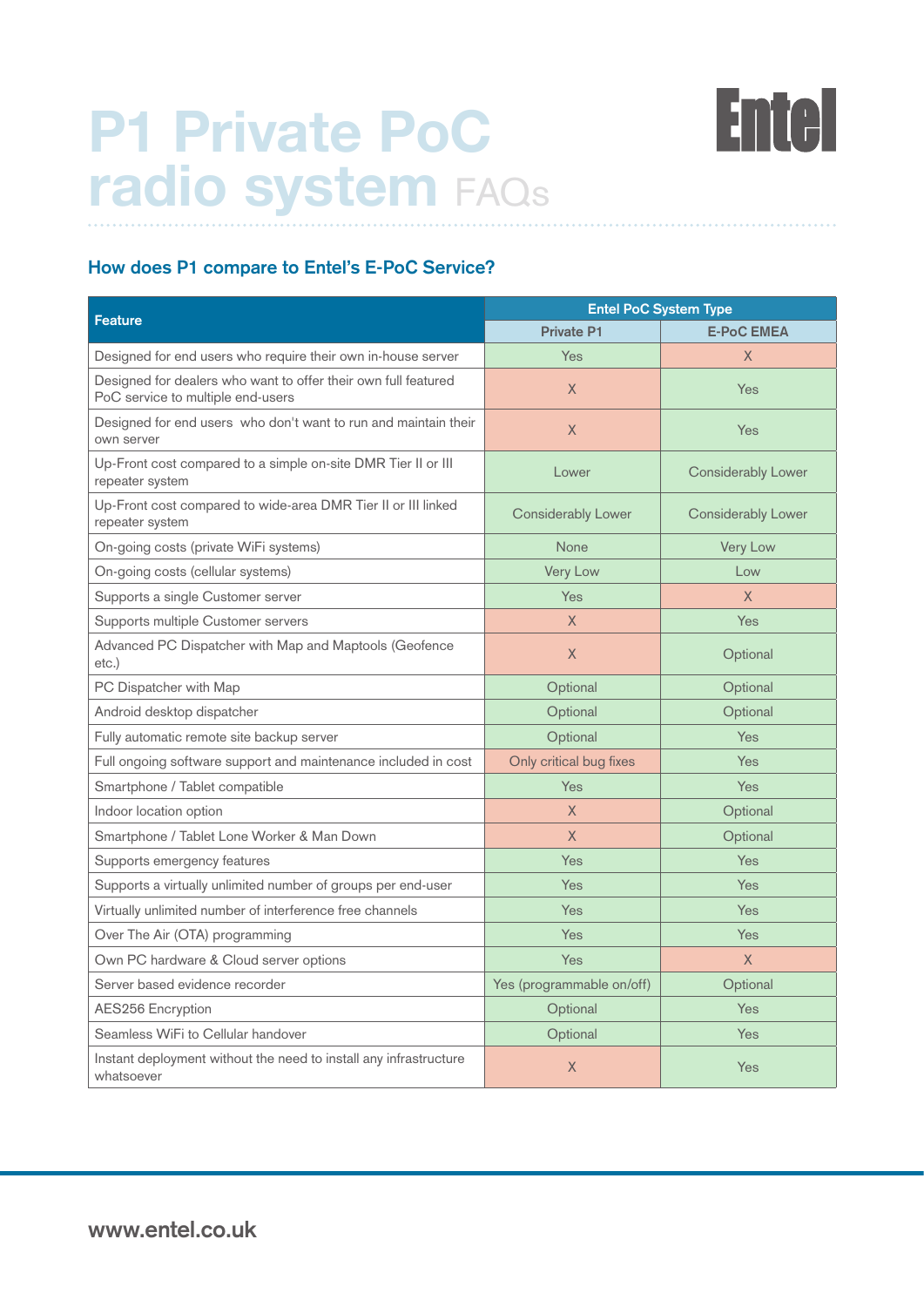# P1 Private PoC radio system FAQs

Entel

## How does P1 compare to Entel's E-PoC Service?

| Feature | Entel PoC System Type | |
|---|---|---|
| | Private P1 | E-PoC EMEA |
| Designed for end users who require their own in-house server | Yes | X |
| Designed for dealers who want to offer their own full featured PoC service to multiple end-users | X | Yes |
| Designed for end users who don't want to run and maintain their own server | X | Yes |
| Up-Front cost compared to a simple on-site DMR Tier II or III repeater system | Lower | Considerably Lower |
| Up-Front cost compared to wide-area DMR Tier II or III linked repeater system | Considerably Lower | Considerably Lower |
| On-going costs (private WiFi systems) | None | Very Low |
| On-going costs (cellular systems) | Very Low | Low |
| Supports a single Customer server | Yes | X |
| Supports multiple Customer servers | X | Yes |
| Advanced PC Dispatcher with Map and Maptools (Geofence etc.) | X | Optional |
| PC Dispatcher with Map | Optional | Optional |
| Android desktop dispatcher | Optional | Optional |
| Fully automatic remote site backup server | Optional | Yes |
| Full ongoing software support and maintenance included in cost | Only critical bug fixes | Yes |
| Smartphone / Tablet compatible | Yes | Yes |
| Indoor location option | X | Optional |
| Smartphone / Tablet Lone Worker & Man Down | X | Optional |
| Supports emergency features | Yes | Yes |
| Supports a virtually unlimited number of groups per end-user | Yes | Yes |
| Virtually unlimited number of interference free channels | Yes | Yes |
| Over The Air (OTA) programming | Yes | Yes |
| Own PC hardware & Cloud server options | Yes | X |
| Server based evidence recorder | Yes (programmable on/off) | Optional |
| AES256 Encryption | Optional | Yes |
| Seamless WiFi to Cellular handover | Optional | Yes |
| Instant deployment without the need to install any infrastructure whatsoever | X | Yes |

www.entel.co.uk